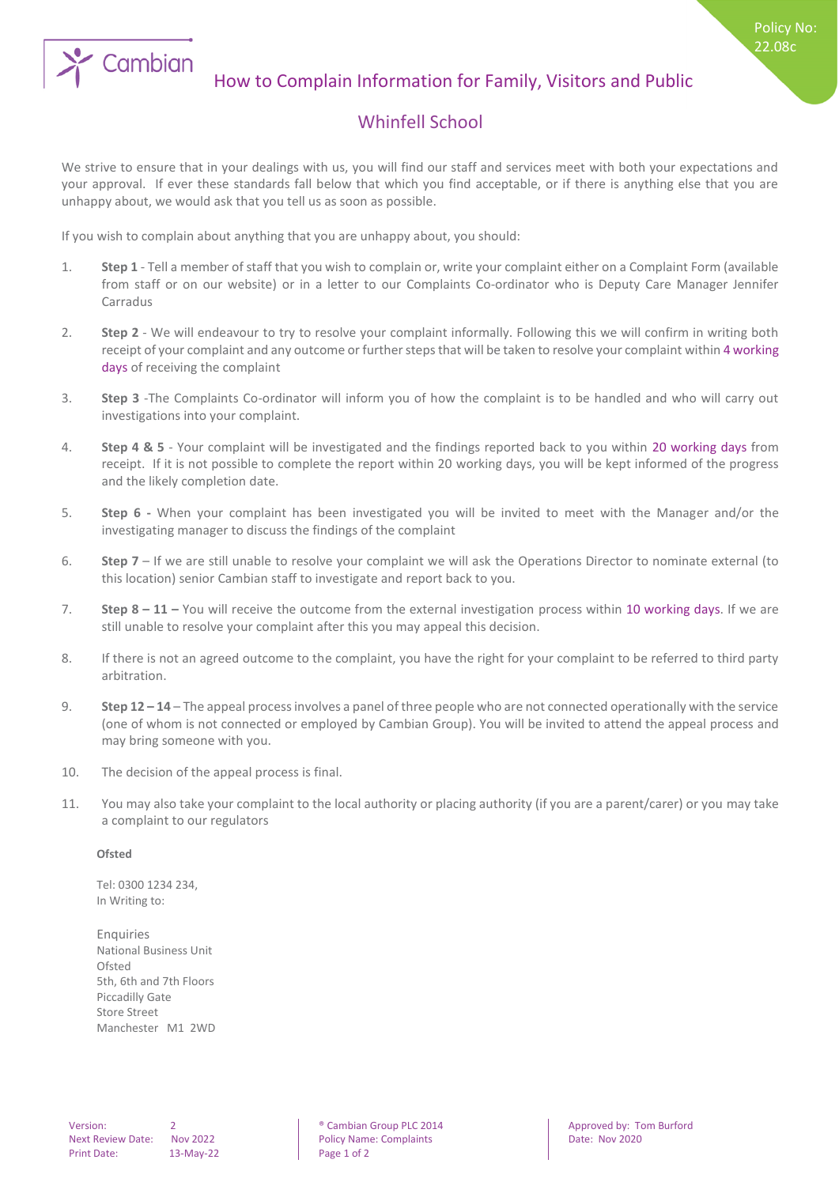Policy No: 22.08c

# How to Complain Information for Family, Visitors and Public

## Whinfell School

We strive to ensure that in your dealings with us, you will find our staff and services meet with both your expectations and your approval. If ever these standards fall below that which you find acceptable, or if there is anything else that you are unhappy about, we would ask that you tell us as soon as possible.

If you wish to complain about anything that you are unhappy about, you should:

1. **Step 1** - Tell a member of staff that you wish to complain or, write your complaint either on a Complaint Form (available from staff or on our website) or in a letter to our Complaints Co-ordinator who is Deputy Care Manager Jennifer Carradus
2. **Step 2** - We will endeavour to try to resolve your complaint informally. Following this we will confirm in writing both receipt of your complaint and any outcome or further steps that will be taken to resolve your complaint within 4 working days of receiving the complaint
3. **Step 3** -The Complaints Co-ordinator will inform you of how the complaint is to be handled and who will carry out investigations into your complaint.
4. **Step 4 & 5** - Your complaint will be investigated and the findings reported back to you within 20 working days from receipt. If it is not possible to complete the report within 20 working days, you will be kept informed of the progress and the likely completion date.
5. **Step 6 -** When your complaint has been investigated you will be invited to meet with the Manager and/or the investigating manager to discuss the findings of the complaint
6. **Step 7** – If we are still unable to resolve your complaint we will ask the Operations Director to nominate external (to this location) senior Cambian staff to investigate and report back to you.
7. **Step 8 – 11 –** You will receive the outcome from the external investigation process within 10 working days. If we are still unable to resolve your complaint after this you may appeal this decision.
8. If there is not an agreed outcome to the complaint, you have the right for your complaint to be referred to third party arbitration.
9. **Step 12 – 14** – The appeal process involves a panel of three people who are not connected operationally with the service (one of whom is not connected or employed by Cambian Group). You will be invited to attend the appeal process and may bring someone with you.
10. The decision of the appeal process is final.
11. You may also take your complaint to the local authority or placing authority (if you are a parent/carer) or you may take a complaint to our regulators

**Ofsted**

Tel: 0300 1234 234,
In Writing to:

Enquiries
National Business Unit
Ofsted
5th, 6th and 7th Floors
Piccadilly Gate
Store Street
Manchester M1 2WD

| Version: | 2 | ® Cambian Group PLC 2014 | Approved by: Tom Burford |
|---|---|---|---|
| Next Review Date: | Nov 2022 | Policy Name: Complaints | Date: Nov 2020 |
| Print Date: | 13-May-22 | | |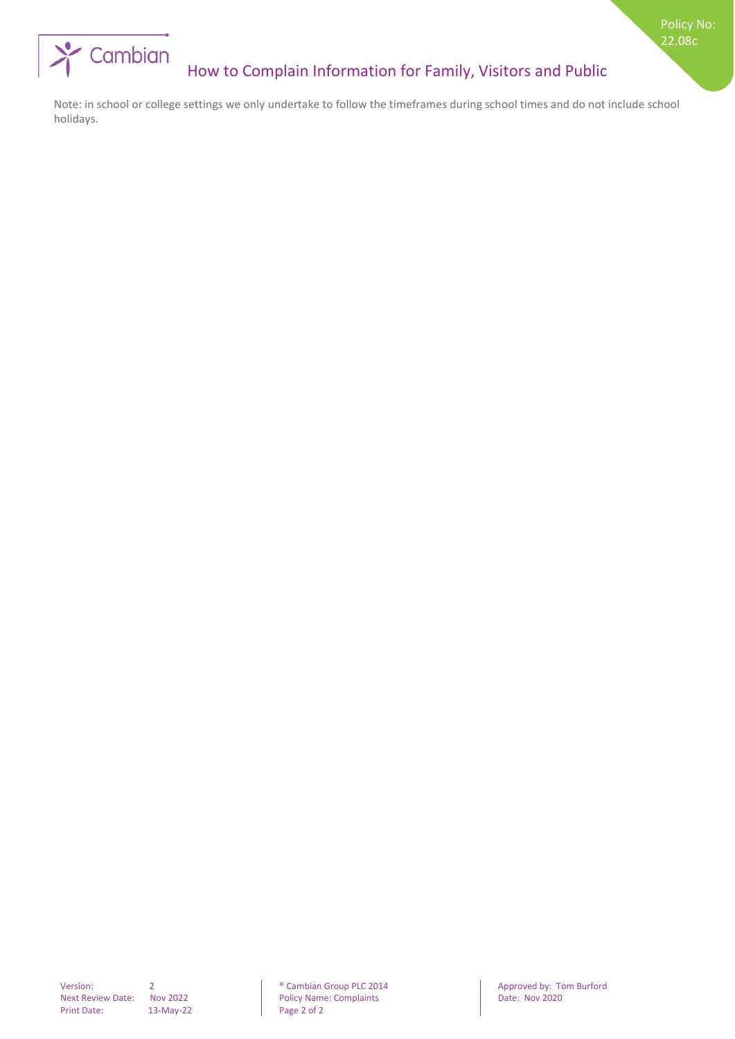Note: in school or college settings we only undertake to follow the timeframes during school times and do not include school holidays.